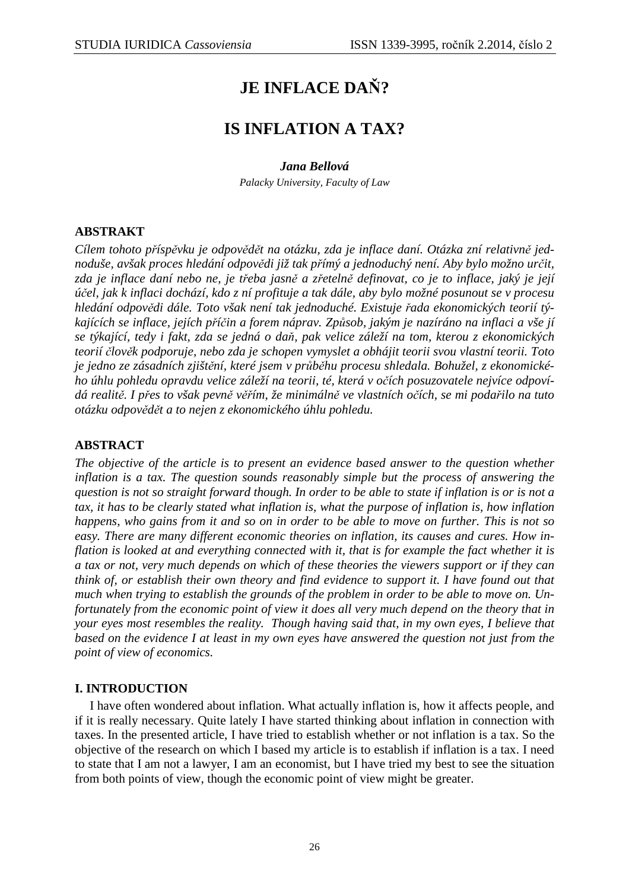# JE INFLACE DAŇ?

# IS INFLATION A TAX?

***Jana Bellová***

*Palacky University, Faculty of Law*

## ABSTRAKT

*Cílem tohoto příspěvku je odpovědět na otázku, zda je inflace daní. Otázka zní relativně jednoduše, avšak proces hledání odpovědi již tak přímý a jednoduchý není. Aby bylo možno určit, zda je inflace daní nebo ne, je třeba jasně a zřetelně definovat, co je to inflace, jaký je její účel, jak k inflaci dochází, kdo z ní profituje a tak dále, aby bylo možné posunout se v procesu hledání odpovědi dále. Toto však není tak jednoduché. Existuje řada ekonomických teorií týkajících se inflace, jejích příčin a forem náprav. Způsob, jakým je nazíráno na inflaci a vše jí se týkající, tedy i fakt, zda se jedná o daň, pak velice záleží na tom, kterou z ekonomických teorií člověk podporuje, nebo zda je schopen vymyslet a obhájit teorii svou vlastní teorii. Toto je jedno ze zásadních zjištění, které jsem v průběhu procesu shledala. Bohužel, z ekonomického úhlu pohledu opravdu velice záleží na teorii, té, která v očích posuzovatele nejvíce odpovídá realitě. I přes to však pevně věřím, že minimálně ve vlastních očích, se mi podařilo na tuto otázku odpovědět a to nejen z ekonomického úhlu pohledu.*

## ABSTRACT

*The objective of the article is to present an evidence based answer to the question whether inflation is a tax. The question sounds reasonably simple but the process of answering the question is not so straight forward though. In order to be able to state if inflation is or is not a tax, it has to be clearly stated what inflation is, what the purpose of inflation is, how inflation happens, who gains from it and so on in order to be able to move on further. This is not so easy. There are many different economic theories on inflation, its causes and cures. How inflation is looked at and everything connected with it, that is for example the fact whether it is a tax or not, very much depends on which of these theories the viewers support or if they can think of, or establish their own theory and find evidence to support it. I have found out that much when trying to establish the grounds of the problem in order to be able to move on. Unfortunately from the economic point of view it does all very much depend on the theory that in your eyes most resembles the reality. Though having said that, in my own eyes, I believe that based on the evidence I at least in my own eyes have answered the question not just from the point of view of economics.*

## I. INTRODUCTION

I have often wondered about inflation. What actually inflation is, how it affects people, and if it is really necessary. Quite lately I have started thinking about inflation in connection with taxes. In the presented article, I have tried to establish whether or not inflation is a tax. So the objective of the research on which I based my article is to establish if inflation is a tax. I need to state that I am not a lawyer, I am an economist, but I have tried my best to see the situation from both points of view, though the economic point of view might be greater.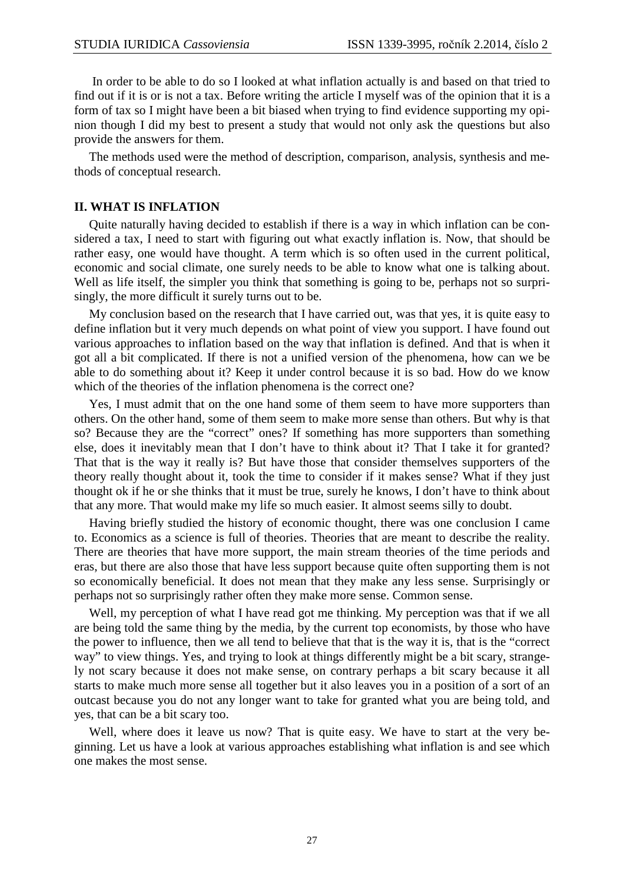In order to be able to do so I looked at what inflation actually is and based on that tried to find out if it is or is not a tax. Before writing the article I myself was of the opinion that it is a form of tax so I might have been a bit biased when trying to find evidence supporting my opinion though I did my best to present a study that would not only ask the questions but also provide the answers for them.

The methods used were the method of description, comparison, analysis, synthesis and methods of conceptual research.

## II. WHAT IS INFLATION

Quite naturally having decided to establish if there is a way in which inflation can be considered a tax, I need to start with figuring out what exactly inflation is. Now, that should be rather easy, one would have thought. A term which is so often used in the current political, economic and social climate, one surely needs to be able to know what one is talking about. Well as life itself, the simpler you think that something is going to be, perhaps not so surprisingly, the more difficult it surely turns out to be.

My conclusion based on the research that I have carried out, was that yes, it is quite easy to define inflation but it very much depends on what point of view you support. I have found out various approaches to inflation based on the way that inflation is defined. And that is when it got all a bit complicated. If there is not a unified version of the phenomena, how can we be able to do something about it? Keep it under control because it is so bad. How do we know which of the theories of the inflation phenomena is the correct one?

Yes, I must admit that on the one hand some of them seem to have more supporters than others. On the other hand, some of them seem to make more sense than others. But why is that so? Because they are the "correct" ones? If something has more supporters than something else, does it inevitably mean that I don't have to think about it? That I take it for granted? That that is the way it really is? But have those that consider themselves supporters of the theory really thought about it, took the time to consider if it makes sense? What if they just thought ok if he or she thinks that it must be true, surely he knows, I don't have to think about that any more. That would make my life so much easier. It almost seems silly to doubt.

Having briefly studied the history of economic thought, there was one conclusion I came to. Economics as a science is full of theories. Theories that are meant to describe the reality. There are theories that have more support, the main stream theories of the time periods and eras, but there are also those that have less support because quite often supporting them is not so economically beneficial. It does not mean that they make any less sense. Surprisingly or perhaps not so surprisingly rather often they make more sense. Common sense.

Well, my perception of what I have read got me thinking. My perception was that if we all are being told the same thing by the media, by the current top economists, by those who have the power to influence, then we all tend to believe that that is the way it is, that is the "correct way" to view things. Yes, and trying to look at things differently might be a bit scary, strangely not scary because it does not make sense, on contrary perhaps a bit scary because it all starts to make much more sense all together but it also leaves you in a position of a sort of an outcast because you do not any longer want to take for granted what you are being told, and yes, that can be a bit scary too.

Well, where does it leave us now? That is quite easy. We have to start at the very beginning. Let us have a look at various approaches establishing what inflation is and see which one makes the most sense.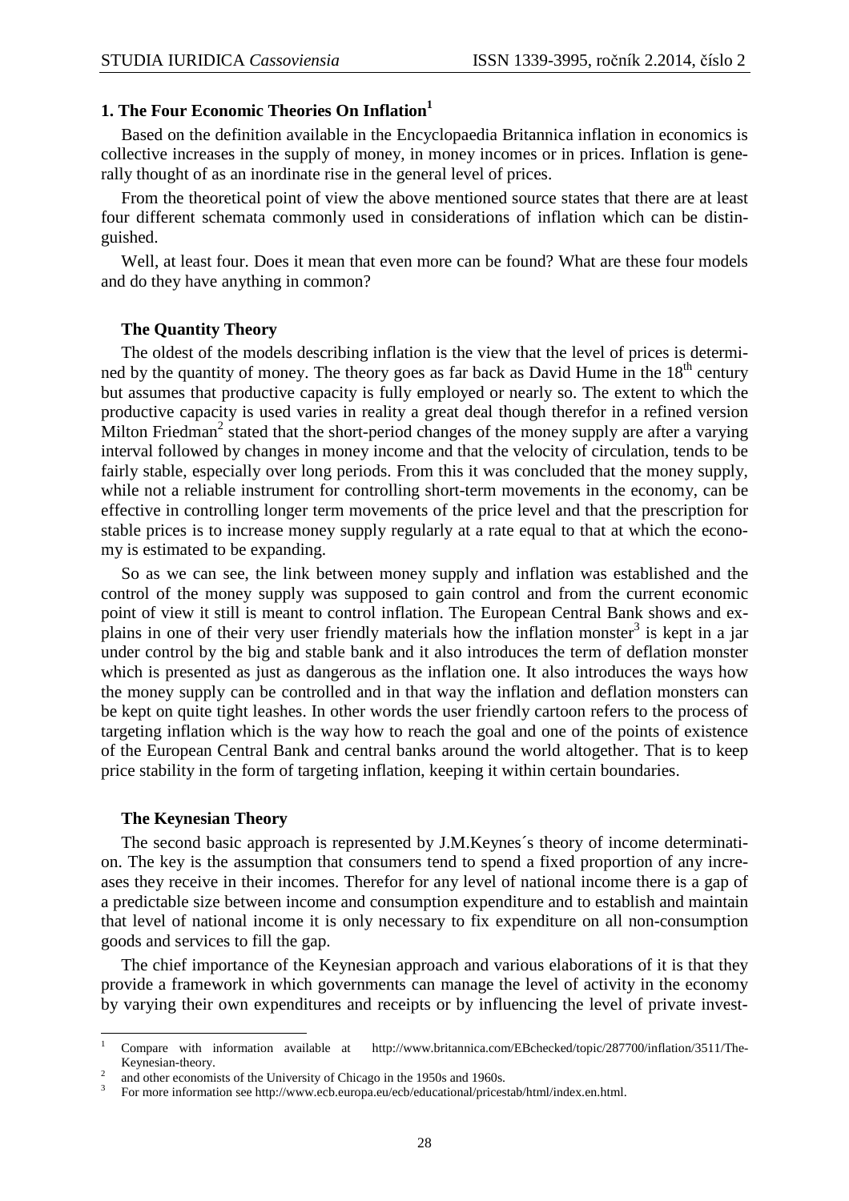## 1. The Four Economic Theories On Inflation[1]

Based on the definition available in the Encyclopaedia Britannica inflation in economics is collective increases in the supply of money, in money incomes or in prices. Inflation is generally thought of as an inordinate rise in the general level of prices.

From the theoretical point of view the above mentioned source states that there are at least four different schemata commonly used in considerations of inflation which can be distinguished.

Well, at least four. Does it mean that even more can be found? What are these four models and do they have anything in common?

### The Quantity Theory

The oldest of the models describing inflation is the view that the level of prices is determined by the quantity of money. The theory goes as far back as David Hume in the 18th century but assumes that productive capacity is fully employed or nearly so. The extent to which the productive capacity is used varies in reality a great deal though therefor in a refined version Milton Friedman[2] stated that the short-period changes of the money supply are after a varying interval followed by changes in money income and that the velocity of circulation, tends to be fairly stable, especially over long periods. From this it was concluded that the money supply, while not a reliable instrument for controlling short-term movements in the economy, can be effective in controlling longer term movements of the price level and that the prescription for stable prices is to increase money supply regularly at a rate equal to that at which the economy is estimated to be expanding.

So as we can see, the link between money supply and inflation was established and the control of the money supply was supposed to gain control and from the current economic point of view it still is meant to control inflation. The European Central Bank shows and explains in one of their very user friendly materials how the inflation monster[3] is kept in a jar under control by the big and stable bank and it also introduces the term of deflation monster which is presented as just as dangerous as the inflation one. It also introduces the ways how the money supply can be controlled and in that way the inflation and deflation monsters can be kept on quite tight leashes. In other words the user friendly cartoon refers to the process of targeting inflation which is the way how to reach the goal and one of the points of existence of the European Central Bank and central banks around the world altogether. That is to keep price stability in the form of targeting inflation, keeping it within certain boundaries.

### The Keynesian Theory

The second basic approach is represented by J.M.Keynes´s theory of income determination. The key is the assumption that consumers tend to spend a fixed proportion of any increases they receive in their incomes. Therefor for any level of national income there is a gap of a predictable size between income and consumption expenditure and to establish and maintain that level of national income it is only necessary to fix expenditure on all non-consumption goods and services to fill the gap.

The chief importance of the Keynesian approach and various elaborations of it is that they provide a framework in which governments can manage the level of activity in the economy by varying their own expenditures and receipts or by influencing the level of private invest-

---

[1] Compare with information available at http://www.britannica.com/EBchecked/topic/287700/inflation/3511/The-Keynesian-theory.

[2] and other economists of the University of Chicago in the 1950s and 1960s.

[3] For more information see http://www.ecb.europa.eu/ecb/educational/pricestab/html/index.en.html.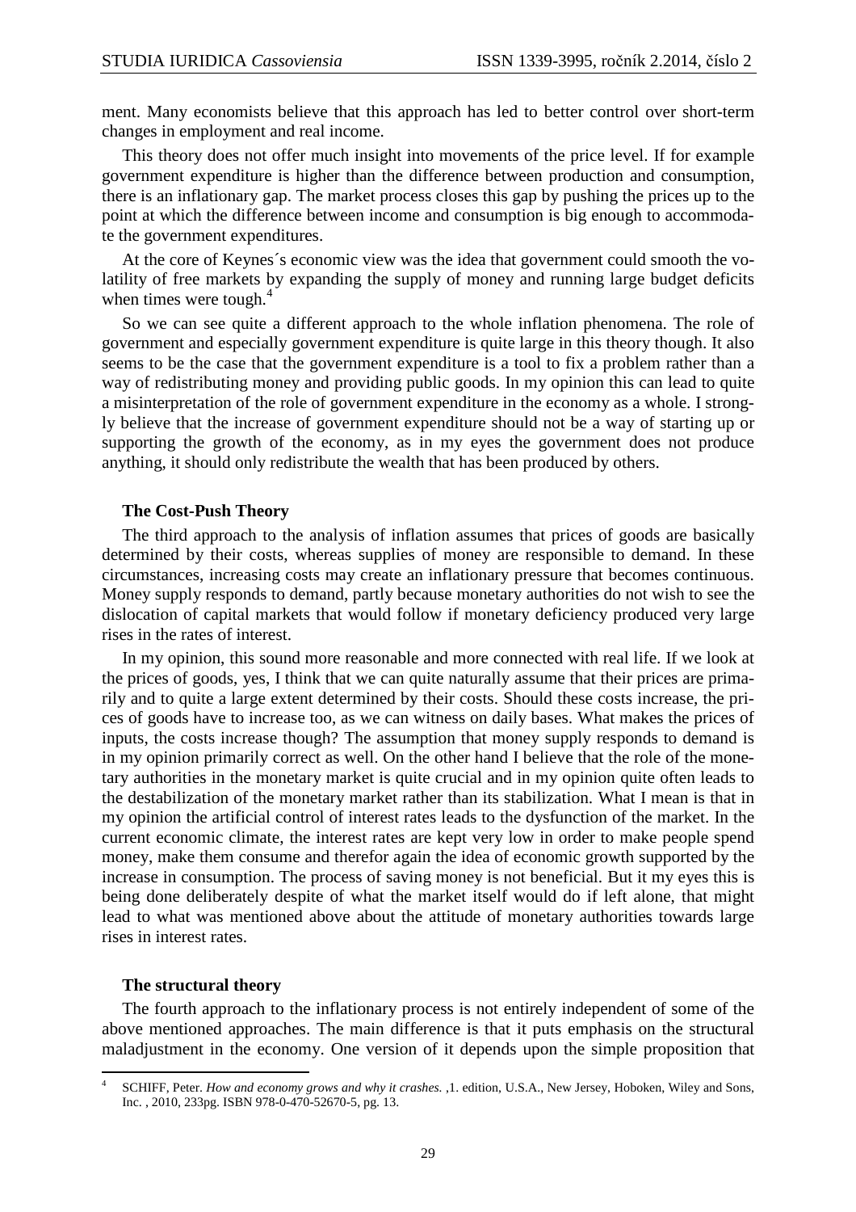ment. Many economists believe that this approach has led to better control over short-term changes in employment and real income.

This theory does not offer much insight into movements of the price level. If for example government expenditure is higher than the difference between production and consumption, there is an inflationary gap. The market process closes this gap by pushing the prices up to the point at which the difference between income and consumption is big enough to accommodate the government expenditures.

At the core of Keynes´s economic view was the idea that government could smooth the volatility of free markets by expanding the supply of money and running large budget deficits when times were tough.[4]

So we can see quite a different approach to the whole inflation phenomena. The role of government and especially government expenditure is quite large in this theory though. It also seems to be the case that the government expenditure is a tool to fix a problem rather than a way of redistributing money and providing public goods. In my opinion this can lead to quite a misinterpretation of the role of government expenditure in the economy as a whole. I strongly believe that the increase of government expenditure should not be a way of starting up or supporting the growth of the economy, as in my eyes the government does not produce anything, it should only redistribute the wealth that has been produced by others.

### The Cost-Push Theory

The third approach to the analysis of inflation assumes that prices of goods are basically determined by their costs, whereas supplies of money are responsible to demand. In these circumstances, increasing costs may create an inflationary pressure that becomes continuous. Money supply responds to demand, partly because monetary authorities do not wish to see the dislocation of capital markets that would follow if monetary deficiency produced very large rises in the rates of interest.

In my opinion, this sound more reasonable and more connected with real life. If we look at the prices of goods, yes, I think that we can quite naturally assume that their prices are primarily and to quite a large extent determined by their costs. Should these costs increase, the prices of goods have to increase too, as we can witness on daily bases. What makes the prices of inputs, the costs increase though? The assumption that money supply responds to demand is in my opinion primarily correct as well. On the other hand I believe that the role of the monetary authorities in the monetary market is quite crucial and in my opinion quite often leads to the destabilization of the monetary market rather than its stabilization. What I mean is that in my opinion the artificial control of interest rates leads to the dysfunction of the market. In the current economic climate, the interest rates are kept very low in order to make people spend money, make them consume and therefor again the idea of economic growth supported by the increase in consumption. The process of saving money is not beneficial. But it my eyes this is being done deliberately despite of what the market itself would do if left alone, that might lead to what was mentioned above about the attitude of monetary authorities towards large rises in interest rates.

### The structural theory

The fourth approach to the inflationary process is not entirely independent of some of the above mentioned approaches. The main difference is that it puts emphasis on the structural maladjustment in the economy. One version of it depends upon the simple proposition that

---

[4] SCHIFF, Peter. *How and economy grows and why it crashes.* ,1. edition, U.S.A., New Jersey, Hoboken, Wiley and Sons, Inc. , 2010, 233pg. ISBN 978-0-470-52670-5, pg. 13.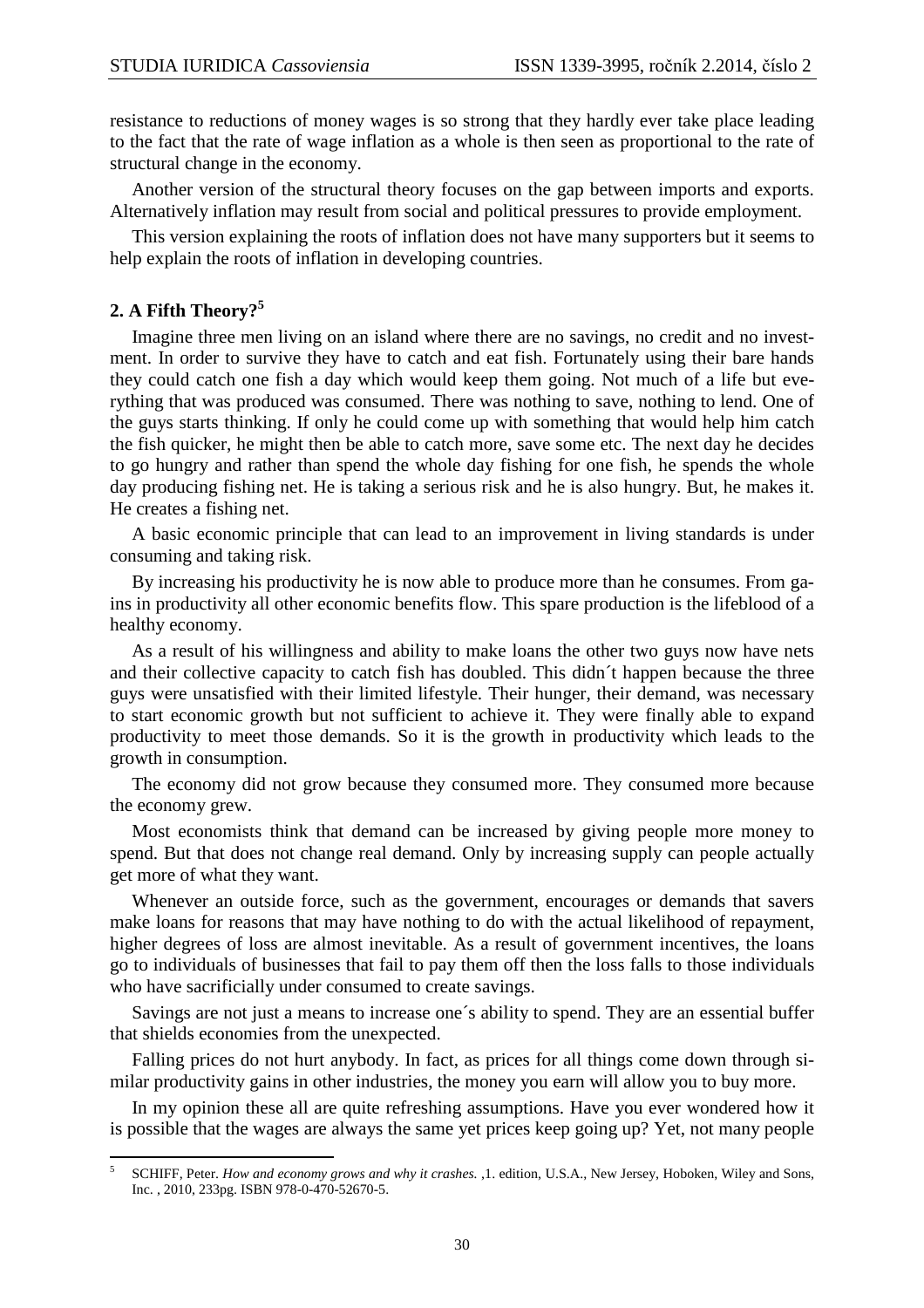resistance to reductions of money wages is so strong that they hardly ever take place leading to the fact that the rate of wage inflation as a whole is then seen as proportional to the rate of structural change in the economy.

Another version of the structural theory focuses on the gap between imports and exports. Alternatively inflation may result from social and political pressures to provide employment.

This version explaining the roots of inflation does not have many supporters but it seems to help explain the roots of inflation in developing countries.

## 2. A Fifth Theory?[5]

Imagine three men living on an island where there are no savings, no credit and no investment. In order to survive they have to catch and eat fish. Fortunately using their bare hands they could catch one fish a day which would keep them going. Not much of a life but everything that was produced was consumed. There was nothing to save, nothing to lend. One of the guys starts thinking. If only he could come up with something that would help him catch the fish quicker, he might then be able to catch more, save some etc. The next day he decides to go hungry and rather than spend the whole day fishing for one fish, he spends the whole day producing fishing net. He is taking a serious risk and he is also hungry. But, he makes it. He creates a fishing net.

A basic economic principle that can lead to an improvement in living standards is under consuming and taking risk.

By increasing his productivity he is now able to produce more than he consumes. From gains in productivity all other economic benefits flow. This spare production is the lifeblood of a healthy economy.

As a result of his willingness and ability to make loans the other two guys now have nets and their collective capacity to catch fish has doubled. This didn´t happen because the three guys were unsatisfied with their limited lifestyle. Their hunger, their demand, was necessary to start economic growth but not sufficient to achieve it. They were finally able to expand productivity to meet those demands. So it is the growth in productivity which leads to the growth in consumption.

The economy did not grow because they consumed more. They consumed more because the economy grew.

Most economists think that demand can be increased by giving people more money to spend. But that does not change real demand. Only by increasing supply can people actually get more of what they want.

Whenever an outside force, such as the government, encourages or demands that savers make loans for reasons that may have nothing to do with the actual likelihood of repayment, higher degrees of loss are almost inevitable. As a result of government incentives, the loans go to individuals of businesses that fail to pay them off then the loss falls to those individuals who have sacrificially under consumed to create savings.

Savings are not just a means to increase one´s ability to spend. They are an essential buffer that shields economies from the unexpected.

Falling prices do not hurt anybody. In fact, as prices for all things come down through similar productivity gains in other industries, the money you earn will allow you to buy more.

In my opinion these all are quite refreshing assumptions. Have you ever wondered how it is possible that the wages are always the same yet prices keep going up? Yet, not many people

---

[5] SCHIFF, Peter. *How and economy grows and why it crashes.* ,1. edition, U.S.A., New Jersey, Hoboken, Wiley and Sons, Inc. , 2010, 233pg. ISBN 978-0-470-52670-5.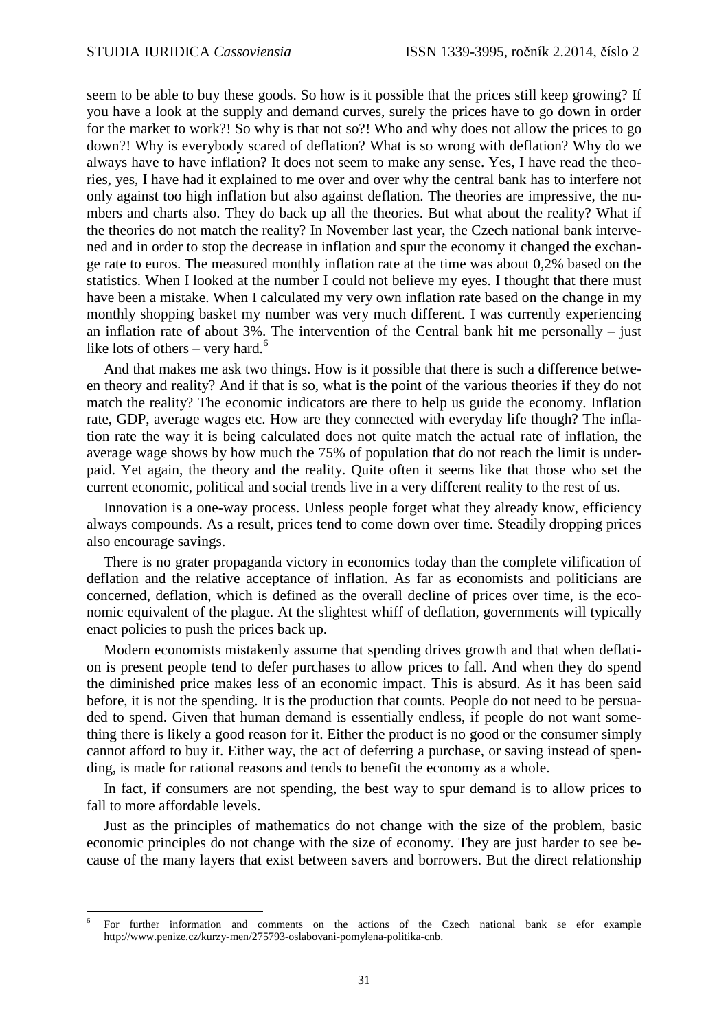seem to be able to buy these goods. So how is it possible that the prices still keep growing? If you have a look at the supply and demand curves, surely the prices have to go down in order for the market to work?! So why is that not so?! Who and why does not allow the prices to go down?! Why is everybody scared of deflation? What is so wrong with deflation? Why do we always have to have inflation? It does not seem to make any sense. Yes, I have read the theories, yes, I have had it explained to me over and over why the central bank has to interfere not only against too high inflation but also against deflation. The theories are impressive, the numbers and charts also. They do back up all the theories. But what about the reality? What if the theories do not match the reality? In November last year, the Czech national bank intervened and in order to stop the decrease in inflation and spur the economy it changed the exchange rate to euros. The measured monthly inflation rate at the time was about 0,2% based on the statistics. When I looked at the number I could not believe my eyes. I thought that there must have been a mistake. When I calculated my very own inflation rate based on the change in my monthly shopping basket my number was very much different. I was currently experiencing an inflation rate of about 3%. The intervention of the Central bank hit me personally – just like lots of others – very hard.[6]

And that makes me ask two things. How is it possible that there is such a difference between theory and reality? And if that is so, what is the point of the various theories if they do not match the reality? The economic indicators are there to help us guide the economy. Inflation rate, GDP, average wages etc. How are they connected with everyday life though? The inflation rate the way it is being calculated does not quite match the actual rate of inflation, the average wage shows by how much the 75% of population that do not reach the limit is underpaid. Yet again, the theory and the reality. Quite often it seems like that those who set the current economic, political and social trends live in a very different reality to the rest of us.

Innovation is a one-way process. Unless people forget what they already know, efficiency always compounds. As a result, prices tend to come down over time. Steadily dropping prices also encourage savings.

There is no grater propaganda victory in economics today than the complete vilification of deflation and the relative acceptance of inflation. As far as economists and politicians are concerned, deflation, which is defined as the overall decline of prices over time, is the economic equivalent of the plague. At the slightest whiff of deflation, governments will typically enact policies to push the prices back up.

Modern economists mistakenly assume that spending drives growth and that when deflation is present people tend to defer purchases to allow prices to fall. And when they do spend the diminished price makes less of an economic impact. This is absurd. As it has been said before, it is not the spending. It is the production that counts. People do not need to be persuaded to spend. Given that human demand is essentially endless, if people do not want something there is likely a good reason for it. Either the product is no good or the consumer simply cannot afford to buy it. Either way, the act of deferring a purchase, or saving instead of spending, is made for rational reasons and tends to benefit the economy as a whole.

In fact, if consumers are not spending, the best way to spur demand is to allow prices to fall to more affordable levels.

Just as the principles of mathematics do not change with the size of the problem, basic economic principles do not change with the size of economy. They are just harder to see because of the many layers that exist between savers and borrowers. But the direct relationship

[6] For further information and comments on the actions of the Czech national bank se efor example http://www.penize.cz/kurzy-men/275793-oslabovani-pomylena-politika-cnb.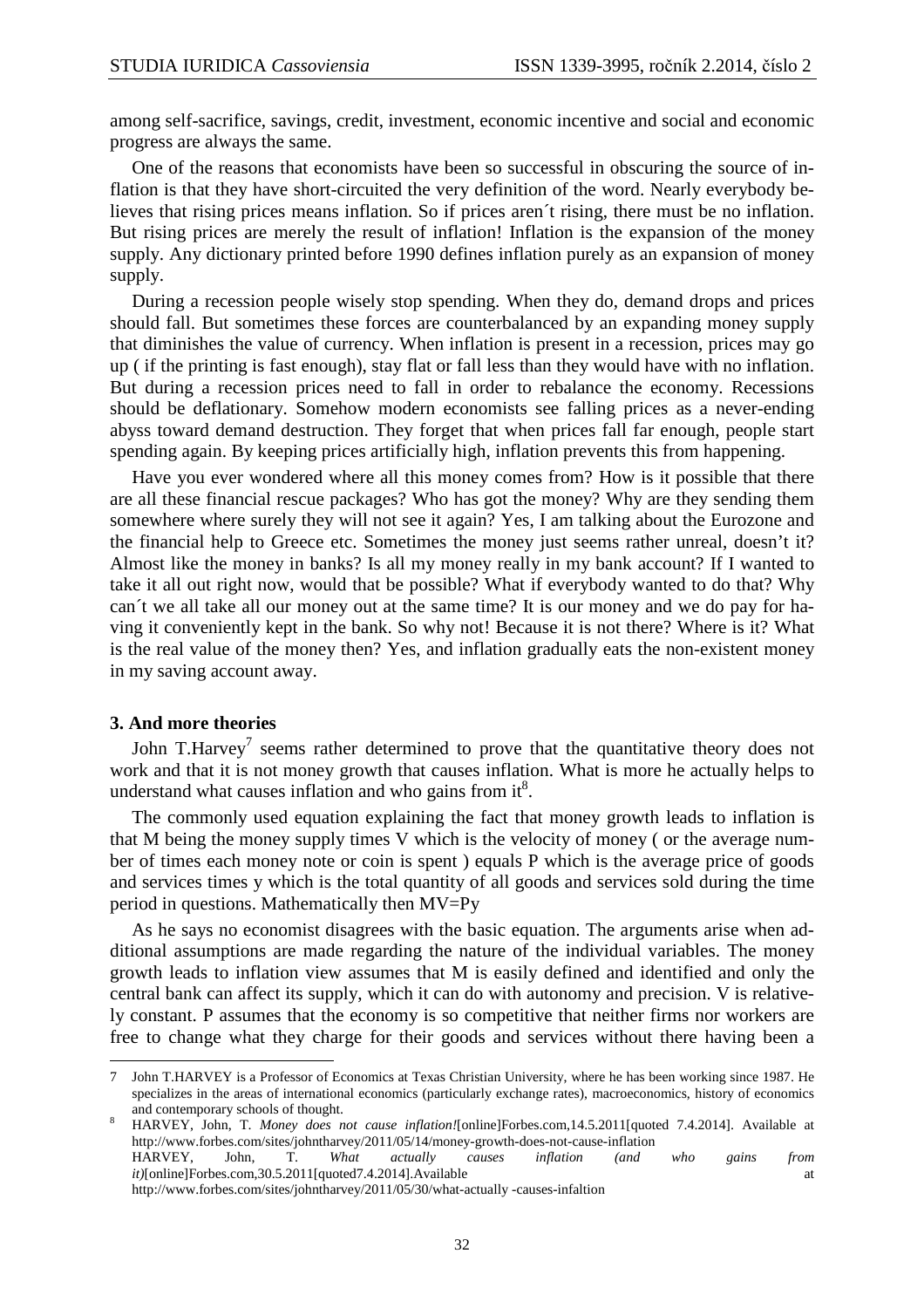among self-sacrifice, savings, credit, investment, economic incentive and social and economic progress are always the same.

One of the reasons that economists have been so successful in obscuring the source of inflation is that they have short-circuited the very definition of the word. Nearly everybody believes that rising prices means inflation. So if prices aren´t rising, there must be no inflation. But rising prices are merely the result of inflation! Inflation is the expansion of the money supply. Any dictionary printed before 1990 defines inflation purely as an expansion of money supply.

During a recession people wisely stop spending. When they do, demand drops and prices should fall. But sometimes these forces are counterbalanced by an expanding money supply that diminishes the value of currency. When inflation is present in a recession, prices may go up ( if the printing is fast enough), stay flat or fall less than they would have with no inflation. But during a recession prices need to fall in order to rebalance the economy. Recessions should be deflationary. Somehow modern economists see falling prices as a never-ending abyss toward demand destruction. They forget that when prices fall far enough, people start spending again. By keeping prices artificially high, inflation prevents this from happening.

Have you ever wondered where all this money comes from? How is it possible that there are all these financial rescue packages? Who has got the money? Why are they sending them somewhere where surely they will not see it again? Yes, I am talking about the Eurozone and the financial help to Greece etc. Sometimes the money just seems rather unreal, doesn't it? Almost like the money in banks? Is all my money really in my bank account? If I wanted to take it all out right now, would that be possible? What if everybody wanted to do that? Why can´t we all take all our money out at the same time? It is our money and we do pay for having it conveniently kept in the bank. So why not! Because it is not there? Where is it? What is the real value of the money then? Yes, and inflation gradually eats the non-existent money in my saving account away.

### 3. And more theories

John T.Harvey[7] seems rather determined to prove that the quantitative theory does not work and that it is not money growth that causes inflation. What is more he actually helps to understand what causes inflation and who gains from it[8].

The commonly used equation explaining the fact that money growth leads to inflation is that M being the money supply times V which is the velocity of money ( or the average number of times each money note or coin is spent ) equals P which is the average price of goods and services times y which is the total quantity of all goods and services sold during the time period in questions. Mathematically then $MV=Py$

As he says no economist disagrees with the basic equation. The arguments arise when additional assumptions are made regarding the nature of the individual variables. The money growth leads to inflation view assumes that M is easily defined and identified and only the central bank can affect its supply, which it can do with autonomy and precision. V is relatively constant. P assumes that the economy is so competitive that neither firms nor workers are free to change what they charge for their goods and services without there having been a

---

7 John T.HARVEY is a Professor of Economics at Texas Christian University, where he has been working since 1987. He specializes in the areas of international economics (particularly exchange rates), macroeconomics, history of economics and contemporary schools of thought.

8 HARVEY, John, T. *Money does not cause inflation!*[online]Forbes.com,14.5.2011[quoted 7.4.2014]. Available at http://www.forbes.com/sites/johntharvey/2011/05/14/money-growth-does-not-cause-inflation
HARVEY, John, T. *What actually causes inflation (and who gains from it)*[online]Forbes.com,30.5.2011[quoted7.4.2014].Available at http://www.forbes.com/sites/johntharvey/2011/05/30/what-actually -causes-infaltion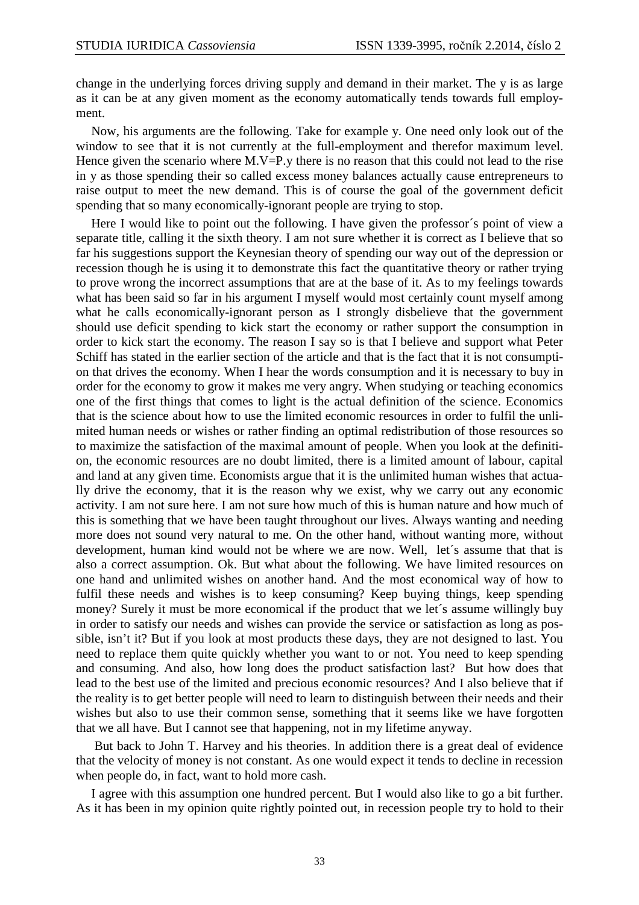change in the underlying forces driving supply and demand in their market. The y is as large as it can be at any given moment as the economy automatically tends towards full employment.

Now, his arguments are the following. Take for example y. One need only look out of the window to see that it is not currently at the full-employment and therefor maximum level. Hence given the scenario where $M.V=P.y$ there is no reason that this could not lead to the rise in y as those spending their so called excess money balances actually cause entrepreneurs to raise output to meet the new demand. This is of course the goal of the government deficit spending that so many economically-ignorant people are trying to stop.

Here I would like to point out the following. I have given the professor´s point of view a separate title, calling it the sixth theory. I am not sure whether it is correct as I believe that so far his suggestions support the Keynesian theory of spending our way out of the depression or recession though he is using it to demonstrate this fact the quantitative theory or rather trying to prove wrong the incorrect assumptions that are at the base of it. As to my feelings towards what has been said so far in his argument I myself would most certainly count myself among what he calls economically-ignorant person as I strongly disbelieve that the government should use deficit spending to kick start the economy or rather support the consumption in order to kick start the economy. The reason I say so is that I believe and support what Peter Schiff has stated in the earlier section of the article and that is the fact that it is not consumption that drives the economy. When I hear the words consumption and it is necessary to buy in order for the economy to grow it makes me very angry. When studying or teaching economics one of the first things that comes to light is the actual definition of the science. Economics that is the science about how to use the limited economic resources in order to fulfil the unlimited human needs or wishes or rather finding an optimal redistribution of those resources so to maximize the satisfaction of the maximal amount of people. When you look at the definition, the economic resources are no doubt limited, there is a limited amount of labour, capital and land at any given time. Economists argue that it is the unlimited human wishes that actually drive the economy, that it is the reason why we exist, why we carry out any economic activity. I am not sure here. I am not sure how much of this is human nature and how much of this is something that we have been taught throughout our lives. Always wanting and needing more does not sound very natural to me. On the other hand, without wanting more, without development, human kind would not be where we are now. Well, let´s assume that that is also a correct assumption. Ok. But what about the following. We have limited resources on one hand and unlimited wishes on another hand. And the most economical way of how to fulfil these needs and wishes is to keep consuming? Keep buying things, keep spending money? Surely it must be more economical if the product that we let´s assume willingly buy in order to satisfy our needs and wishes can provide the service or satisfaction as long as possible, isn't it? But if you look at most products these days, they are not designed to last. You need to replace them quite quickly whether you want to or not. You need to keep spending and consuming. And also, how long does the product satisfaction last? But how does that lead to the best use of the limited and precious economic resources? And I also believe that if the reality is to get better people will need to learn to distinguish between their needs and their wishes but also to use their common sense, something that it seems like we have forgotten that we all have. But I cannot see that happening, not in my lifetime anyway.

But back to John T. Harvey and his theories. In addition there is a great deal of evidence that the velocity of money is not constant. As one would expect it tends to decline in recession when people do, in fact, want to hold more cash.

I agree with this assumption one hundred percent. But I would also like to go a bit further. As it has been in my opinion quite rightly pointed out, in recession people try to hold to their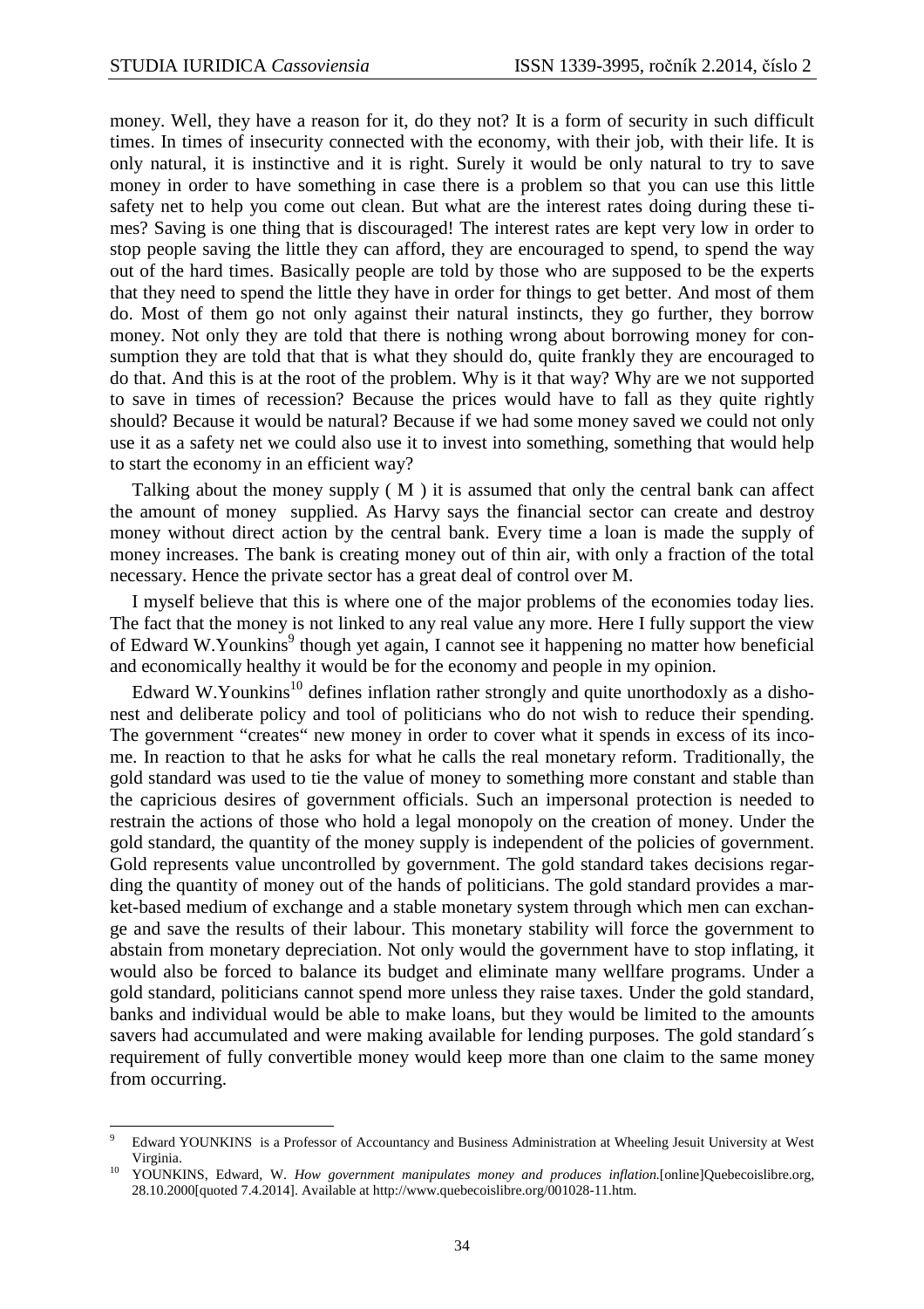money. Well, they have a reason for it, do they not? It is a form of security in such difficult times. In times of insecurity connected with the economy, with their job, with their life. It is only natural, it is instinctive and it is right. Surely it would be only natural to try to save money in order to have something in case there is a problem so that you can use this little safety net to help you come out clean. But what are the interest rates doing during these times? Saving is one thing that is discouraged! The interest rates are kept very low in order to stop people saving the little they can afford, they are encouraged to spend, to spend the way out of the hard times. Basically people are told by those who are supposed to be the experts that they need to spend the little they have in order for things to get better. And most of them do. Most of them go not only against their natural instincts, they go further, they borrow money. Not only they are told that there is nothing wrong about borrowing money for consumption they are told that that is what they should do, quite frankly they are encouraged to do that. And this is at the root of the problem. Why is it that way? Why are we not supported to save in times of recession? Because the prices would have to fall as they quite rightly should? Because it would be natural? Because if we had some money saved we could not only use it as a safety net we could also use it to invest into something, something that would help to start the economy in an efficient way?

Talking about the money supply ( M ) it is assumed that only the central bank can affect the amount of money supplied. As Harvy says the financial sector can create and destroy money without direct action by the central bank. Every time a loan is made the supply of money increases. The bank is creating money out of thin air, with only a fraction of the total necessary. Hence the private sector has a great deal of control over M.

I myself believe that this is where one of the major problems of the economies today lies. The fact that the money is not linked to any real value any more. Here I fully support the view of Edward W.Younkins[9] though yet again, I cannot see it happening no matter how beneficial and economically healthy it would be for the economy and people in my opinion.

Edward W.Younkins[10] defines inflation rather strongly and quite unorthodoxly as a dishonest and deliberate policy and tool of politicians who do not wish to reduce their spending. The government "creates" new money in order to cover what it spends in excess of its income. In reaction to that he asks for what he calls the real monetary reform. Traditionally, the gold standard was used to tie the value of money to something more constant and stable than the capricious desires of government officials. Such an impersonal protection is needed to restrain the actions of those who hold a legal monopoly on the creation of money. Under the gold standard, the quantity of the money supply is independent of the policies of government. Gold represents value uncontrolled by government. The gold standard takes decisions regarding the quantity of money out of the hands of politicians. The gold standard provides a market-based medium of exchange and a stable monetary system through which men can exchange and save the results of their labour. This monetary stability will force the government to abstain from monetary depreciation. Not only would the government have to stop inflating, it would also be forced to balance its budget and eliminate many wellfare programs. Under a gold standard, politicians cannot spend more unless they raise taxes. Under the gold standard, banks and individual would be able to make loans, but they would be limited to the amounts savers had accumulated and were making available for lending purposes. The gold standard´s requirement of fully convertible money would keep more than one claim to the same money from occurring.

---

[9] Edward YOUNKINS is a Professor of Accountancy and Business Administration at Wheeling Jesuit University at West Virginia.

[10] YOUNKINS, Edward, W. *How government manipulates money and produces inflation.*[online]Quebecoislibre.org, 28.10.2000[quoted 7.4.2014]. Available at http://www.quebecoislibre.org/001028-11.htm.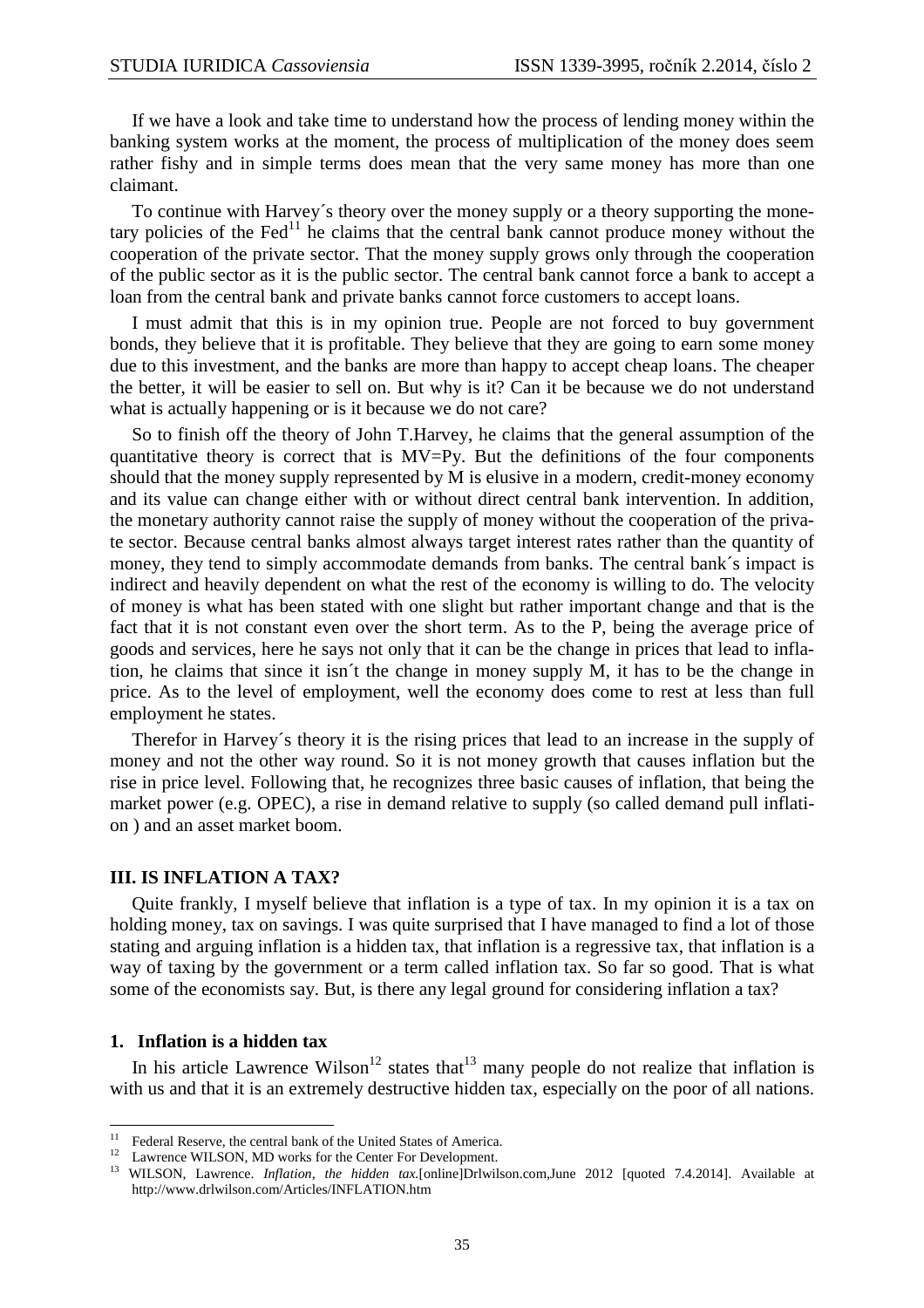If we have a look and take time to understand how the process of lending money within the banking system works at the moment, the process of multiplication of the money does seem rather fishy and in simple terms does mean that the very same money has more than one claimant.

To continue with Harvey´s theory over the money supply or a theory supporting the monetary policies of the Fed[11] he claims that the central bank cannot produce money without the cooperation of the private sector. That the money supply grows only through the cooperation of the public sector as it is the public sector. The central bank cannot force a bank to accept a loan from the central bank and private banks cannot force customers to accept loans.

I must admit that this is in my opinion true. People are not forced to buy government bonds, they believe that it is profitable. They believe that they are going to earn some money due to this investment, and the banks are more than happy to accept cheap loans. The cheaper the better, it will be easier to sell on. But why is it? Can it be because we do not understand what is actually happening or is it because we do not care?

So to finish off the theory of John T.Harvey, he claims that the general assumption of the quantitative theory is correct that is $MV=Py$. But the definitions of the four components should that the money supply represented by M is elusive in a modern, credit-money economy and its value can change either with or without direct central bank intervention. In addition, the monetary authority cannot raise the supply of money without the cooperation of the private sector. Because central banks almost always target interest rates rather than the quantity of money, they tend to simply accommodate demands from banks. The central bank´s impact is indirect and heavily dependent on what the rest of the economy is willing to do. The velocity of money is what has been stated with one slight but rather important change and that is the fact that it is not constant even over the short term. As to the P, being the average price of goods and services, here he says not only that it can be the change in prices that lead to inflation, he claims that since it isn´t the change in money supply M, it has to be the change in price. As to the level of employment, well the economy does come to rest at less than full employment he states.

Therefor in Harvey´s theory it is the rising prices that lead to an increase in the supply of money and not the other way round. So it is not money growth that causes inflation but the rise in price level. Following that, he recognizes three basic causes of inflation, that being the market power (e.g. OPEC), a rise in demand relative to supply (so called demand pull inflation ) and an asset market boom.

## III. IS INFLATION A TAX?

Quite frankly, I myself believe that inflation is a type of tax. In my opinion it is a tax on holding money, tax on savings. I was quite surprised that I have managed to find a lot of those stating and arguing inflation is a hidden tax, that inflation is a regressive tax, that inflation is a way of taxing by the government or a term called inflation tax. So far so good. That is what some of the economists say. But, is there any legal ground for considering inflation a tax?

### 1. Inflation is a hidden tax

In his article Lawrence Wilson[12] states that[13] many people do not realize that inflation is with us and that it is an extremely destructive hidden tax, especially on the poor of all nations.

---

[11] Federal Reserve, the central bank of the United States of America.

[12] Lawrence WILSON, MD works for the Center For Development.

[13] WILSON, Lawrence. *Inflation, the hidden tax.*[online]Drlwilson.com,June 2012 [quoted 7.4.2014]. Available at http://www.drlwilson.com/Articles/INFLATION.htm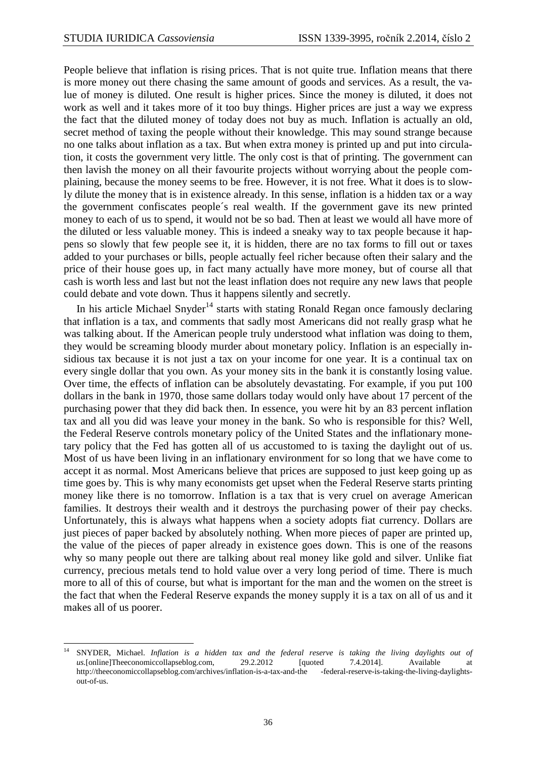People believe that inflation is rising prices. That is not quite true. Inflation means that there is more money out there chasing the same amount of goods and services. As a result, the value of money is diluted. One result is higher prices. Since the money is diluted, it does not work as well and it takes more of it too buy things. Higher prices are just a way we express the fact that the diluted money of today does not buy as much. Inflation is actually an old, secret method of taxing the people without their knowledge. This may sound strange because no one talks about inflation as a tax. But when extra money is printed up and put into circulation, it costs the government very little. The only cost is that of printing. The government can then lavish the money on all their favourite projects without worrying about the people complaining, because the money seems to be free. However, it is not free. What it does is to slowly dilute the money that is in existence already. In this sense, inflation is a hidden tax or a way the government confiscates people´s real wealth. If the government gave its new printed money to each of us to spend, it would not be so bad. Then at least we would all have more of the diluted or less valuable money. This is indeed a sneaky way to tax people because it happens so slowly that few people see it, it is hidden, there are no tax forms to fill out or taxes added to your purchases or bills, people actually feel richer because often their salary and the price of their house goes up, in fact many actually have more money, but of course all that cash is worth less and last but not the least inflation does not require any new laws that people could debate and vote down. Thus it happens silently and secretly.

In his article Michael Snyder[14] starts with stating Ronald Regan once famously declaring that inflation is a tax, and comments that sadly most Americans did not really grasp what he was talking about. If the American people truly understood what inflation was doing to them, they would be screaming bloody murder about monetary policy. Inflation is an especially insidious tax because it is not just a tax on your income for one year. It is a continual tax on every single dollar that you own. As your money sits in the bank it is constantly losing value. Over time, the effects of inflation can be absolutely devastating. For example, if you put 100 dollars in the bank in 1970, those same dollars today would only have about 17 percent of the purchasing power that they did back then. In essence, you were hit by an 83 percent inflation tax and all you did was leave your money in the bank. So who is responsible for this? Well, the Federal Reserve controls monetary policy of the United States and the inflationary monetary policy that the Fed has gotten all of us accustomed to is taxing the daylight out of us. Most of us have been living in an inflationary environment for so long that we have come to accept it as normal. Most Americans believe that prices are supposed to just keep going up as time goes by. This is why many economists get upset when the Federal Reserve starts printing money like there is no tomorrow. Inflation is a tax that is very cruel on average American families. It destroys their wealth and it destroys the purchasing power of their pay checks. Unfortunately, this is always what happens when a society adopts fiat currency. Dollars are just pieces of paper backed by absolutely nothing. When more pieces of paper are printed up, the value of the pieces of paper already in existence goes down. This is one of the reasons why so many people out there are talking about real money like gold and silver. Unlike fiat currency, precious metals tend to hold value over a very long period of time. There is much more to all of this of course, but what is important for the man and the women on the street is the fact that when the Federal Reserve expands the money supply it is a tax on all of us and it makes all of us poorer.

---

[14] SNYDER, Michael. *Inflation is a hidden tax and the federal reserve is taking the living daylights out of us.*[online]Theeconomiccollapseblog.com, 29.2.2012 [quoted 7.4.2014]. Available at http://theeconomiccollapseblog.com/archives/inflation-is-a-tax-and-the -federal-reserve-is-taking-the-living-daylights-out-of-us.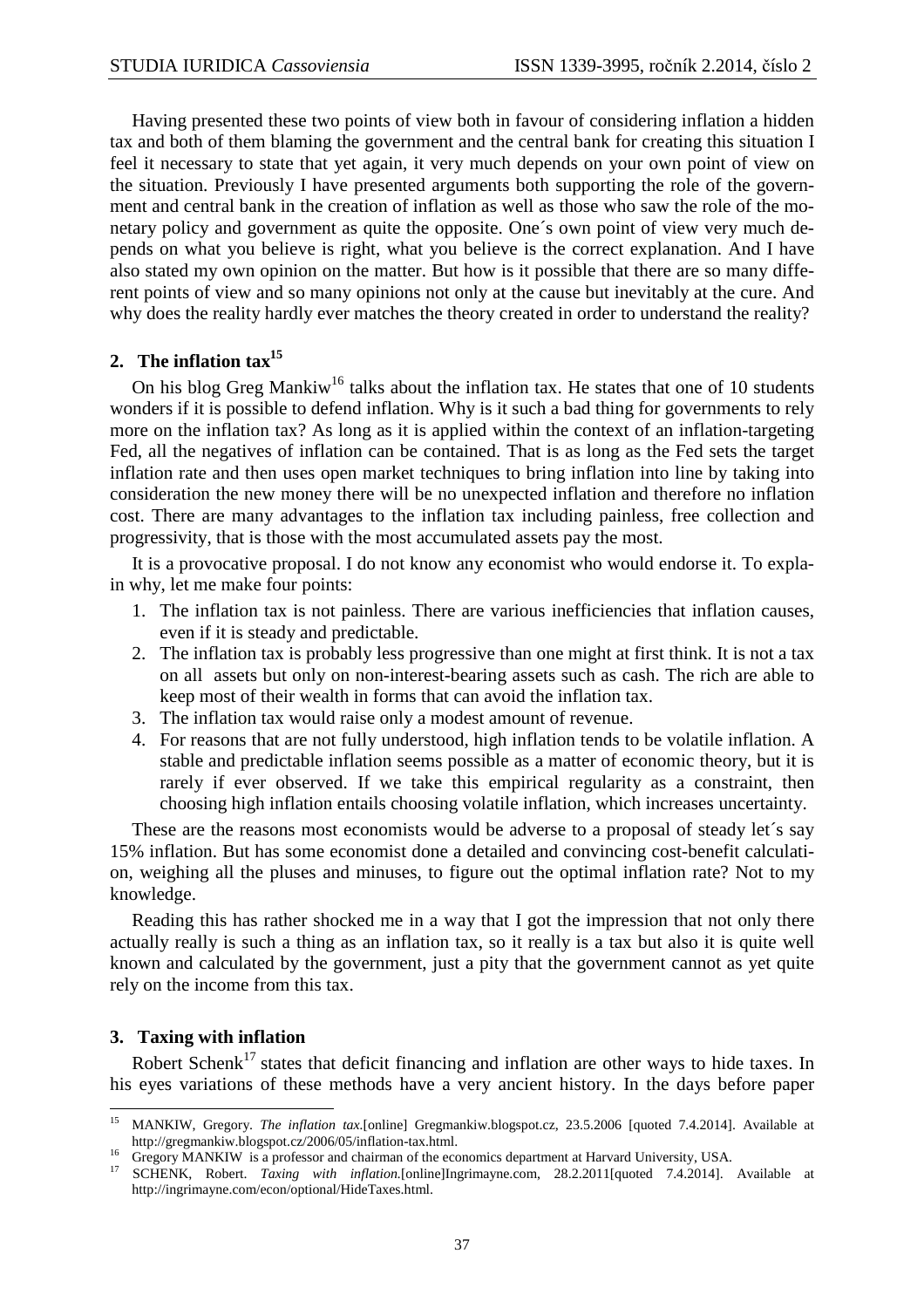Having presented these two points of view both in favour of considering inflation a hidden tax and both of them blaming the government and the central bank for creating this situation I feel it necessary to state that yet again, it very much depends on your own point of view on the situation. Previously I have presented arguments both supporting the role of the government and central bank in the creation of inflation as well as those who saw the role of the monetary policy and government as quite the opposite. One´s own point of view very much depends on what you believe is right, what you believe is the correct explanation. And I have also stated my own opinion on the matter. But how is it possible that there are so many different points of view and so many opinions not only at the cause but inevitably at the cure. And why does the reality hardly ever matches the theory created in order to understand the reality?

## 2. The inflation tax[15]

On his blog Greg Mankiw[16] talks about the inflation tax. He states that one of 10 students wonders if it is possible to defend inflation. Why is it such a bad thing for governments to rely more on the inflation tax? As long as it is applied within the context of an inflation-targeting Fed, all the negatives of inflation can be contained. That is as long as the Fed sets the target inflation rate and then uses open market techniques to bring inflation into line by taking into consideration the new money there will be no unexpected inflation and therefore no inflation cost. There are many advantages to the inflation tax including painless, free collection and progressivity, that is those with the most accumulated assets pay the most.

It is a provocative proposal. I do not know any economist who would endorse it. To explain why, let me make four points:

1. The inflation tax is not painless. There are various inefficiencies that inflation causes, even if it is steady and predictable.
2. The inflation tax is probably less progressive than one might at first think. It is not a tax on all assets but only on non-interest-bearing assets such as cash. The rich are able to keep most of their wealth in forms that can avoid the inflation tax.
3. The inflation tax would raise only a modest amount of revenue.
4. For reasons that are not fully understood, high inflation tends to be volatile inflation. A stable and predictable inflation seems possible as a matter of economic theory, but it is rarely if ever observed. If we take this empirical regularity as a constraint, then choosing high inflation entails choosing volatile inflation, which increases uncertainty.

These are the reasons most economists would be adverse to a proposal of steady let´s say 15% inflation. But has some economist done a detailed and convincing cost-benefit calculation, weighing all the pluses and minuses, to figure out the optimal inflation rate? Not to my knowledge.

Reading this has rather shocked me in a way that I got the impression that not only there actually really is such a thing as an inflation tax, so it really is a tax but also it is quite well known and calculated by the government, just a pity that the government cannot as yet quite rely on the income from this tax.

## 3. Taxing with inflation

Robert Schenk[17] states that deficit financing and inflation are other ways to hide taxes. In his eyes variations of these methods have a very ancient history. In the days before paper

---

[15] MANKIW, Gregory. *The inflation tax.*[online] Gregmankiw.blogspot.cz, 23.5.2006 [quoted 7.4.2014]. Available at http://gregmankiw.blogspot.cz/2006/05/inflation-tax.html.

[16] Gregory MANKIW is a professor and chairman of the economics department at Harvard University, USA.

[17] SCHENK, Robert. *Taxing with inflation.*[online]Ingrimayne.com, 28.2.2011[quoted 7.4.2014]. Available at http://ingrimayne.com/econ/optional/HideTaxes.html.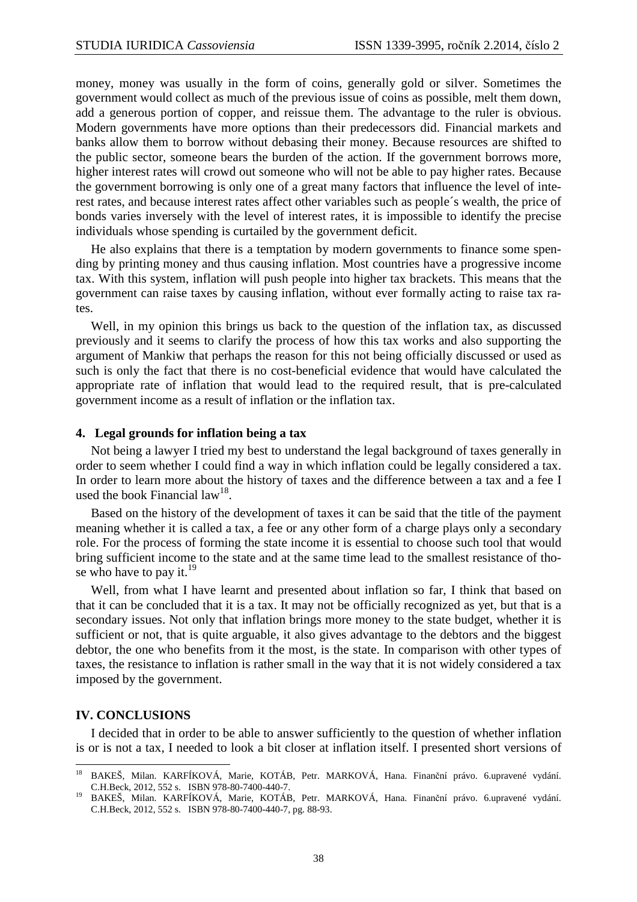money, money was usually in the form of coins, generally gold or silver. Sometimes the government would collect as much of the previous issue of coins as possible, melt them down, add a generous portion of copper, and reissue them. The advantage to the ruler is obvious. Modern governments have more options than their predecessors did. Financial markets and banks allow them to borrow without debasing their money. Because resources are shifted to the public sector, someone bears the burden of the action. If the government borrows more, higher interest rates will crowd out someone who will not be able to pay higher rates. Because the government borrowing is only one of a great many factors that influence the level of interest rates, and because interest rates affect other variables such as people´s wealth, the price of bonds varies inversely with the level of interest rates, it is impossible to identify the precise individuals whose spending is curtailed by the government deficit.

He also explains that there is a temptation by modern governments to finance some spending by printing money and thus causing inflation. Most countries have a progressive income tax. With this system, inflation will push people into higher tax brackets. This means that the government can raise taxes by causing inflation, without ever formally acting to raise tax rates.

Well, in my opinion this brings us back to the question of the inflation tax, as discussed previously and it seems to clarify the process of how this tax works and also supporting the argument of Mankiw that perhaps the reason for this not being officially discussed or used as such is only the fact that there is no cost-beneficial evidence that would have calculated the appropriate rate of inflation that would lead to the required result, that is pre-calculated government income as a result of inflation or the inflation tax.

### 4. Legal grounds for inflation being a tax

Not being a lawyer I tried my best to understand the legal background of taxes generally in order to seem whether I could find a way in which inflation could be legally considered a tax. In order to learn more about the history of taxes and the difference between a tax and a fee I used the book Financial law[18].

Based on the history of the development of taxes it can be said that the title of the payment meaning whether it is called a tax, a fee or any other form of a charge plays only a secondary role. For the process of forming the state income it is essential to choose such tool that would bring sufficient income to the state and at the same time lead to the smallest resistance of those who have to pay it.[19]

Well, from what I have learnt and presented about inflation so far, I think that based on that it can be concluded that it is a tax. It may not be officially recognized as yet, but that is a secondary issues. Not only that inflation brings more money to the state budget, whether it is sufficient or not, that is quite arguable, it also gives advantage to the debtors and the biggest debtor, the one who benefits from it the most, is the state. In comparison with other types of taxes, the resistance to inflation is rather small in the way that it is not widely considered a tax imposed by the government.

## IV. CONCLUSIONS

I decided that in order to be able to answer sufficiently to the question of whether inflation is or is not a tax, I needed to look a bit closer at inflation itself. I presented short versions of

---

[18] BAKEŠ, Milan. KARFÍKOVÁ, Marie, KOTÁB, Petr. MARKOVÁ, Hana. Finanční právo. 6.upravené vydání. C.H.Beck, 2012, 552 s. ISBN 978-80-7400-440-7.

[19] BAKEŠ, Milan. KARFÍKOVÁ, Marie, KOTÁB, Petr. MARKOVÁ, Hana. Finanční právo. 6.upravené vydání. C.H.Beck, 2012, 552 s. ISBN 978-80-7400-440-7, pg. 88-93.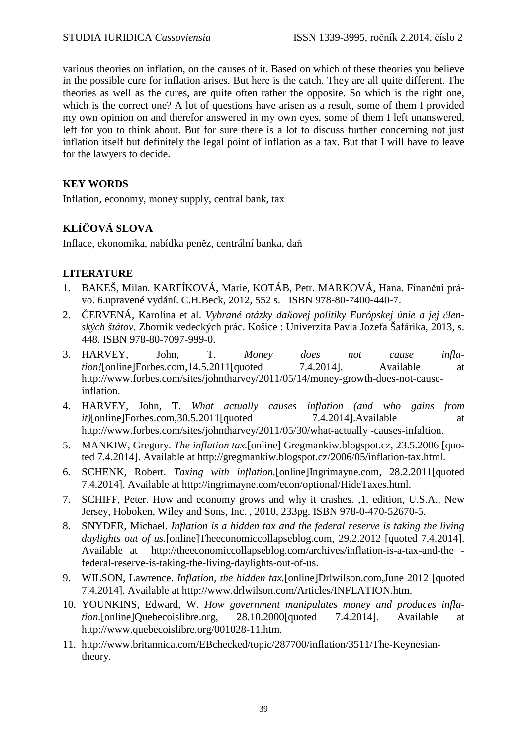various theories on inflation, on the causes of it. Based on which of these theories you believe in the possible cure for inflation arises. But here is the catch. They are all quite different. The theories as well as the cures, are quite often rather the opposite. So which is the right one, which is the correct one? A lot of questions have arisen as a result, some of them I provided my own opinion on and therefor answered in my own eyes, some of them I left unanswered, left for you to think about. But for sure there is a lot to discuss further concerning not just inflation itself but definitely the legal point of inflation as a tax. But that I will have to leave for the lawyers to decide.

## KEY WORDS

Inflation, economy, money supply, central bank, tax

## KLÍČOVÁ SLOVA

Inflace, ekonomika, nabídka peněz, centrální banka, daň

## LITERATURE

1. BAKEŠ, Milan. KARFÍKOVÁ, Marie, KOTÁB, Petr. MARKOVÁ, Hana. Finanční právo. 6.upravené vydání. C.H.Beck, 2012, 552 s. ISBN 978-80-7400-440-7.
2. ČERVENÁ, Karolína et al. *Vybrané otázky daňovej politiky Európskej únie a jej členských štátov.* Zborník vedeckých prác. Košice : Univerzita Pavla Jozefa Šafárika, 2013, s. 448. ISBN 978-80-7097-999-0.
3. HARVEY, John, T. *Money does not cause inflation!*[online]Forbes.com,14.5.2011[quoted 7.4.2014]. Available at http://www.forbes.com/sites/johntharvey/2011/05/14/money-growth-does-not-cause-inflation.
4. HARVEY, John, T. *What actually causes inflation (and who gains from it)*[online]Forbes.com,30.5.2011[quoted 7.4.2014].Available at http://www.forbes.com/sites/johntharvey/2011/05/30/what-actually -causes-infaltion.
5. MANKIW, Gregory. *The inflation tax.*[online] Gregmankiw.blogspot.cz, 23.5.2006 [quoted 7.4.2014]. Available at http://gregmankiw.blogspot.cz/2006/05/inflation-tax.html.
6. SCHENK, Robert. *Taxing with inflation.*[online]Ingrimayne.com, 28.2.2011[quoted 7.4.2014]. Available at http://ingrimayne.com/econ/optional/HideTaxes.html.
7. SCHIFF, Peter. How and economy grows and why it crashes*.* ,1. edition, U.S.A., New Jersey, Hoboken, Wiley and Sons, Inc. , 2010, 233pg. ISBN 978-0-470-52670-5.
8. SNYDER, Michael. *Inflation is a hidden tax and the federal reserve is taking the living daylights out of us.*[online]Theeconomiccollapseblog.com, 29.2.2012 [quoted 7.4.2014]. Available at http://theeconomiccollapseblog.com/archives/inflation-is-a-tax-and-the -federal-reserve-is-taking-the-living-daylights-out-of-us.
9. WILSON, Lawrence. *Inflation, the hidden tax.*[online]Drlwilson.com,June 2012 [quoted 7.4.2014]. Available at http://www.drlwilson.com/Articles/INFLATION.htm.
10. YOUNKINS, Edward, W. *How government manipulates money and produces inflation.*[online]Quebecoislibre.org, 28.10.2000[quoted 7.4.2014]. Available at http://www.quebecoislibre.org/001028-11.htm.
11. http://www.britannica.com/EBchecked/topic/287700/inflation/3511/The-Keynesian-theory.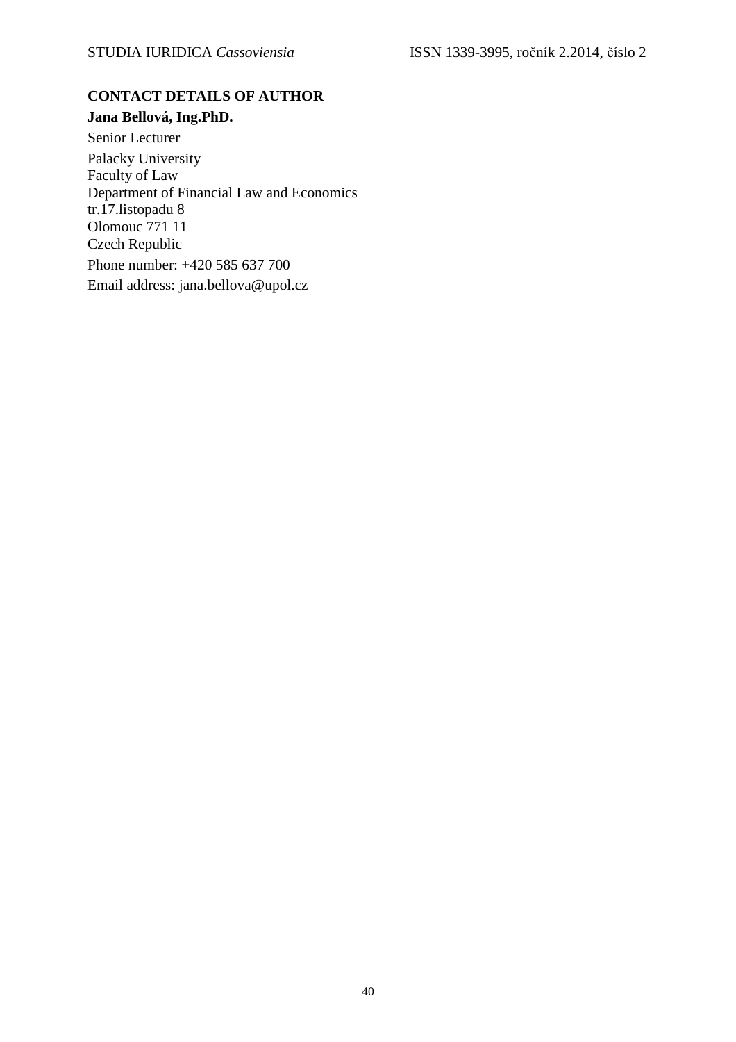**CONTACT DETAILS OF AUTHOR**

**Jana Bellová, Ing.PhD.**

Senior Lecturer

Palacky University
Faculty of Law
Department of Financial Law and Economics
tr.17.listopadu 8
Olomouc 771 11
Czech Republic

Phone number: +420 585 637 700

Email address: jana.bellova@upol.cz